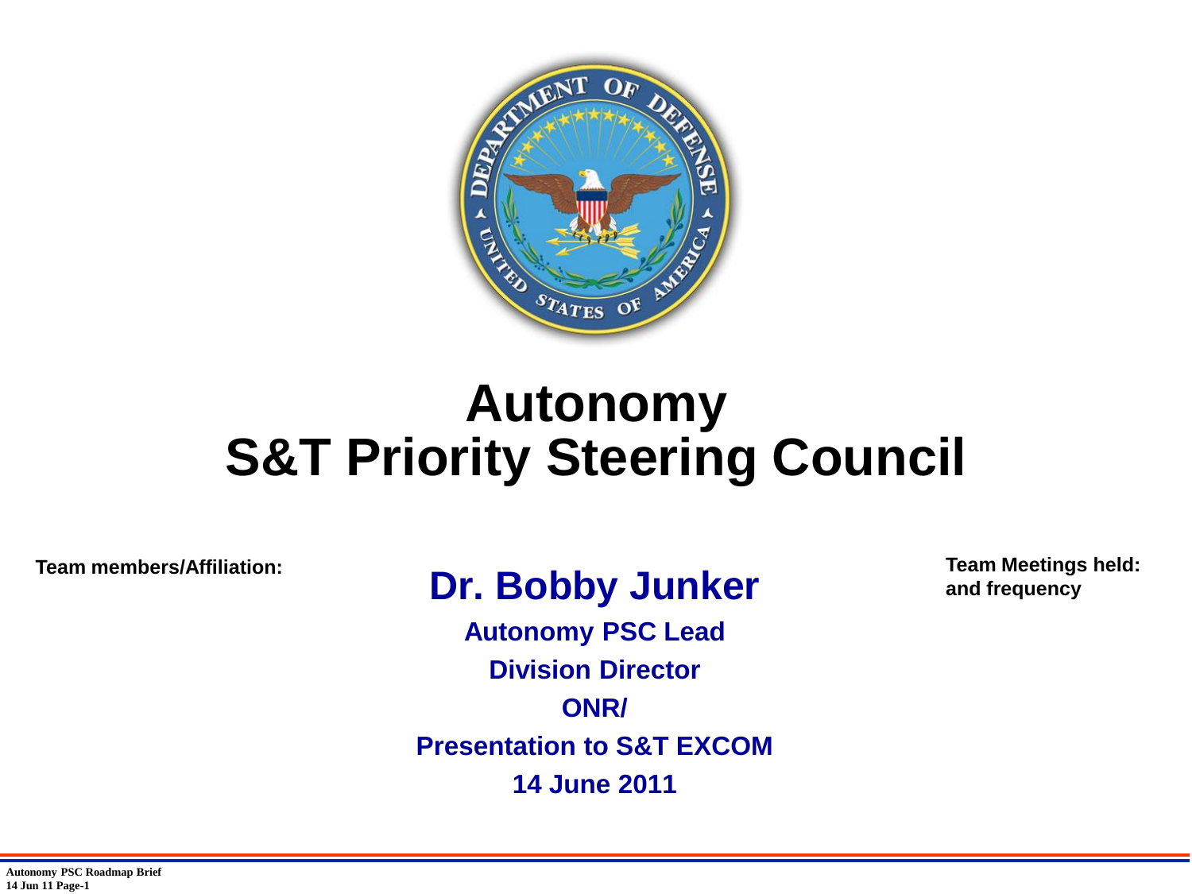# Autonomy
# S&T Priority Steering Council

**Team members/Affiliation:**

**Team Meetings held: and frequency**

## Dr. Bobby Junker

**Autonomy PSC Lead**

**Division Director**

**ONR/**

**Presentation to S&T EXCOM**

**14 June 2011**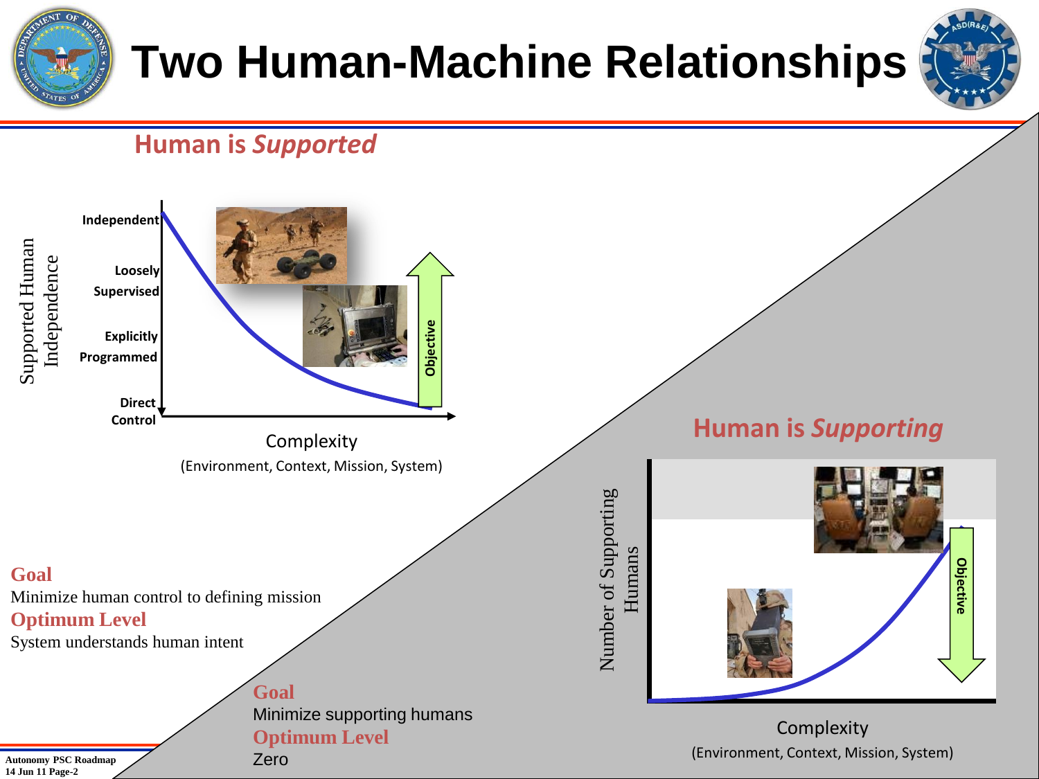# Two Human-Machine Relationships

## Human is *Supported*

Supported Human Independence

- Independent
- Loosely Supervised
- Explicitly Programmed
- Direct Control

Objective

Complexity
(Environment, Context, Mission, System)

**Goal**
Minimize human control to defining mission

**Optimum Level**
System understands human intent

## Human is *Supporting*

Number of Supporting Humans

Objective

Complexity
(Environment, Context, Mission, System)

**Goal**
Minimize supporting humans

**Optimum Level**
Zero

Autonomy PSC Roadmap
14 Jun 11 Page-2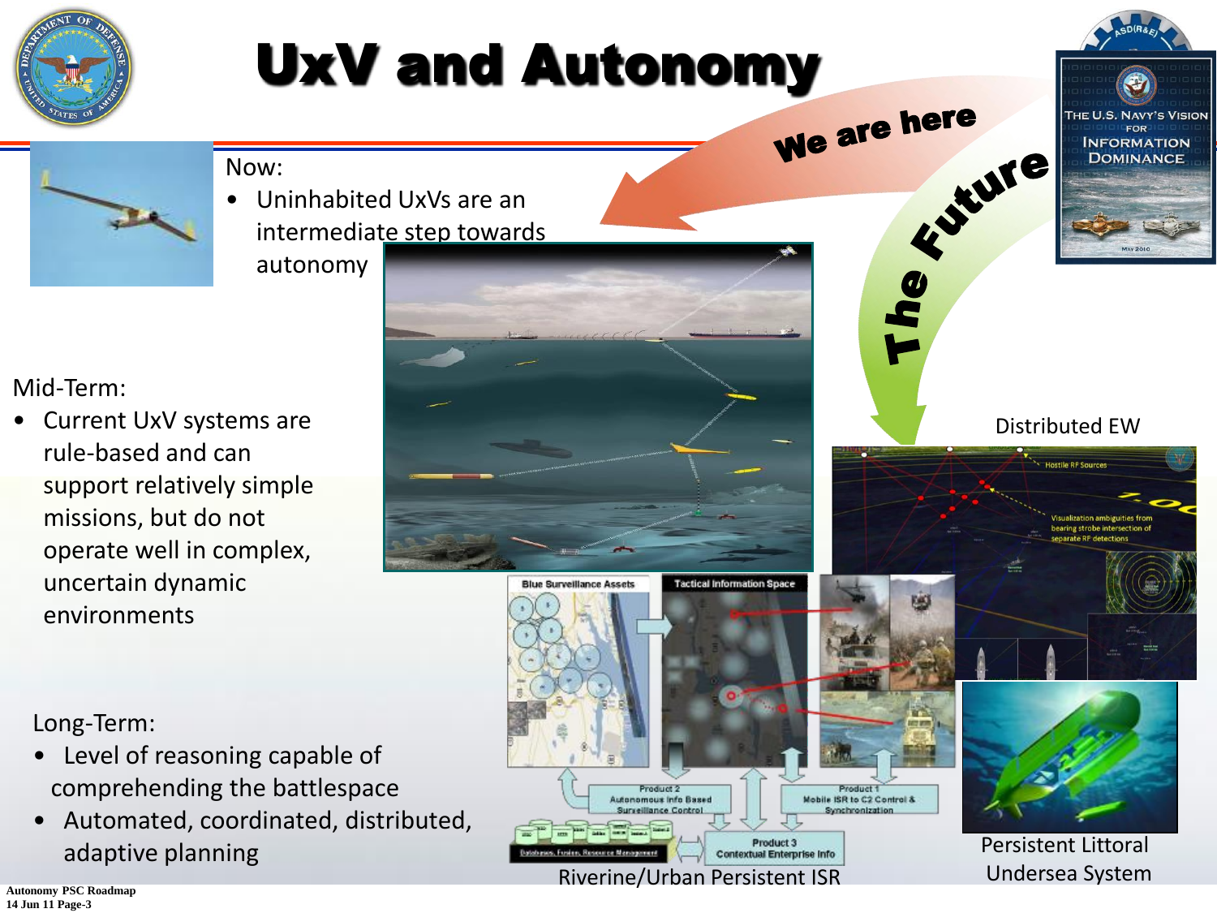# UxV and Autonomy

We are here

The Future

Now:

- Uninhabited UxVs are an intermediate step towards autonomy

Mid-Term:

- Current UxV systems are rule-based and can support relatively simple missions, but do not operate well in complex, uncertain dynamic environments

Long-Term:

- Level of reasoning capable of comprehending the battlespace
- Automated, coordinated, distributed, adaptive planning

Distributed EW

Riverine/Urban Persistent ISR

Persistent Littoral Undersea System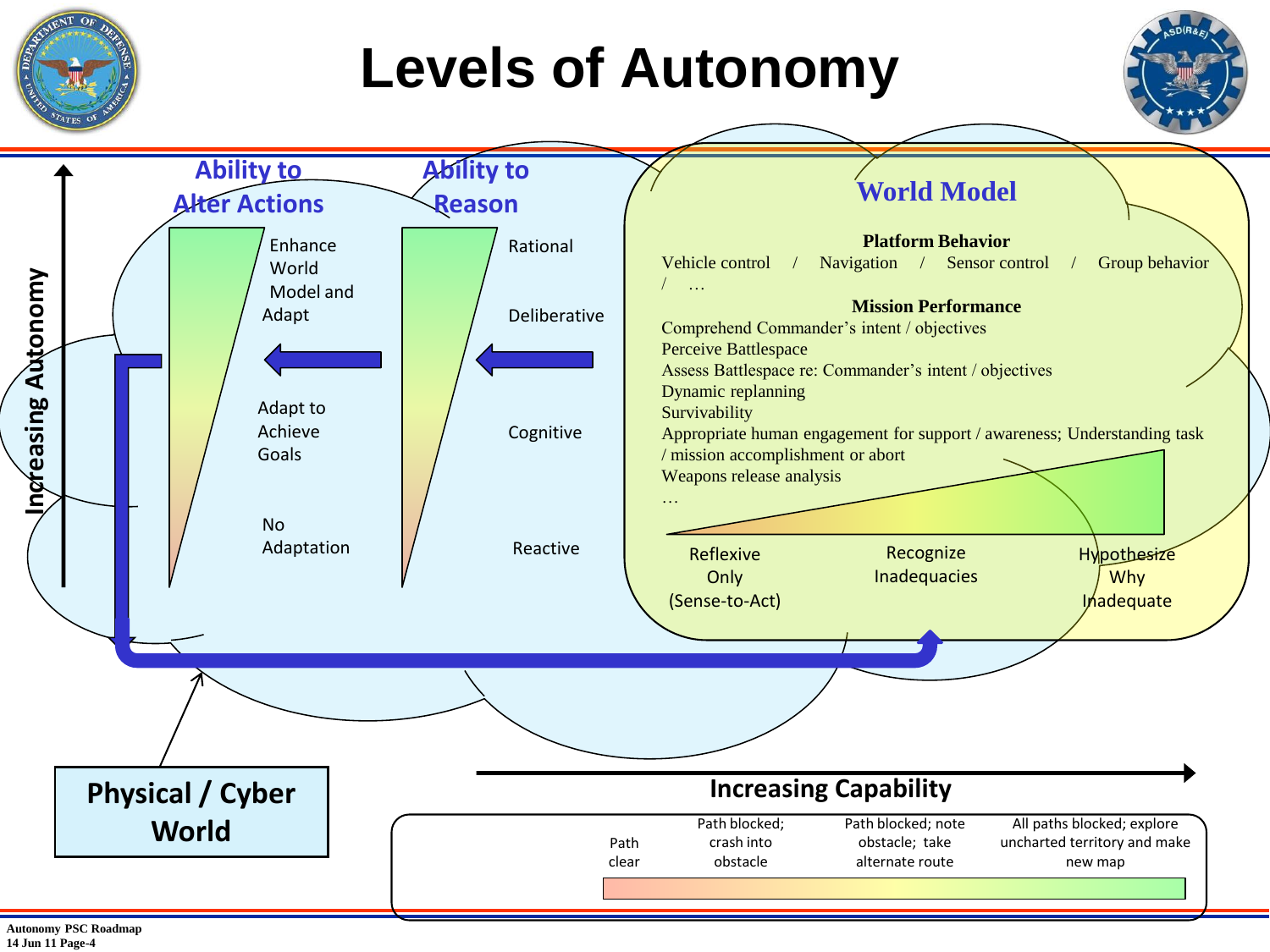# Levels of Autonomy

**Increasing Autonomy**

## Ability to Alter Actions

- Enhance World Model and Adapt
- Adapt to Achieve Goals
- No Adaptation

## Ability to Reason

- Rational
- Deliberative
- Cognitive
- Reactive

## World Model

**Platform Behavior**

Vehicle control / Navigation / Sensor control / Group behavior / …

**Mission Performance**

Comprehend Commander's intent / objectives
Perceive Battlespace
Assess Battlespace re: Commander's intent / objectives
Dynamic replanning
Survivability
Appropriate human engagement for support / awareness; Understanding task / mission accomplishment or abort
Weapons release analysis
…

- Reflexive Only (Sense-to-Act)
- Recognize Inadequacies
- Hypothesize Why Inadequate

**Physical / Cyber World**

**Increasing Capability**

| Path clear | Path blocked; crash into obstacle | Path blocked; note obstacle; take alternate route | All paths blocked; explore uncharted territory and make new map |
| --- | --- | --- | --- |

**Autonomy PSC Roadmap**
**14 Jun 11**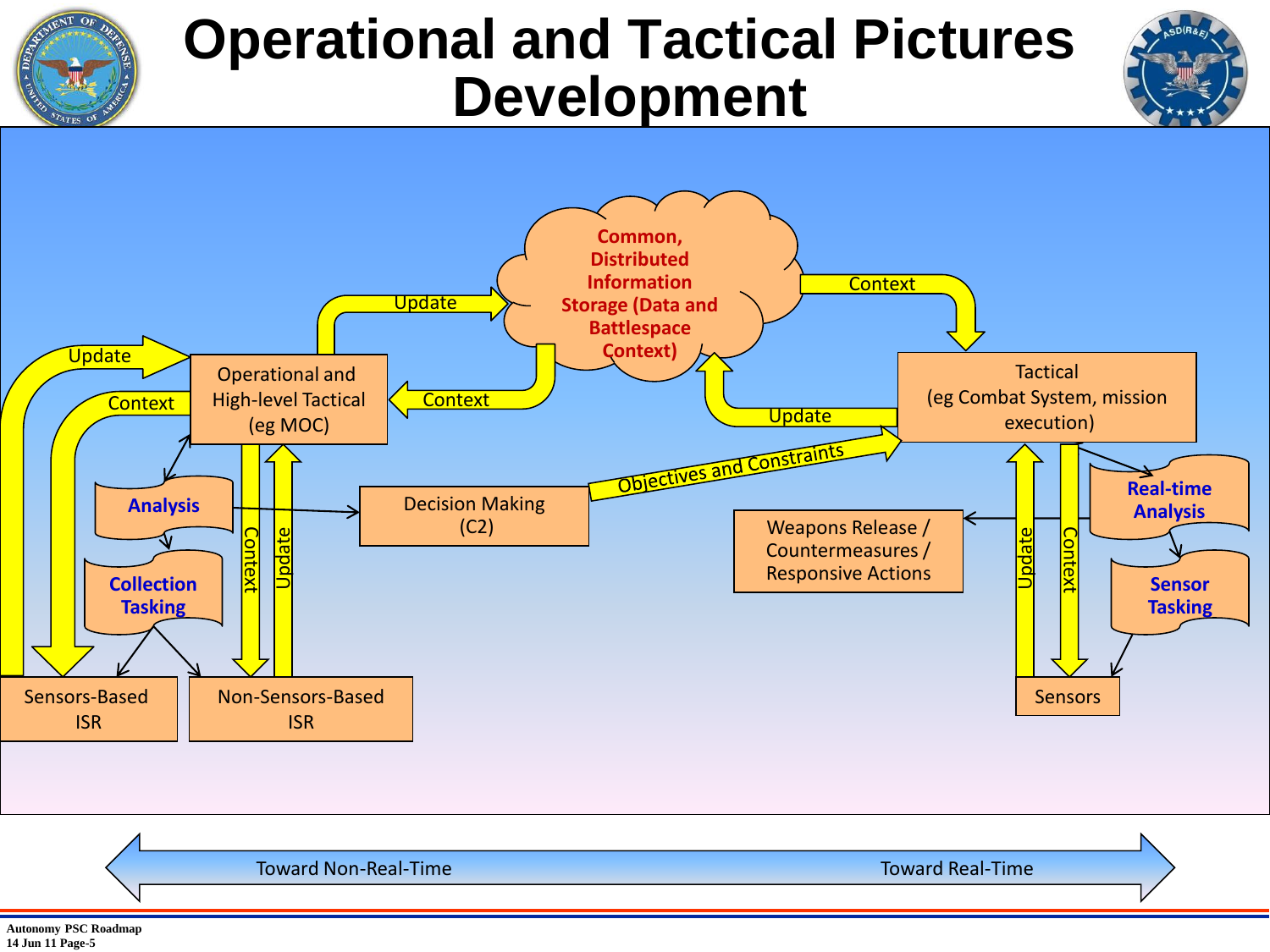# Operational and Tactical Pictures Development

Common, Distributed Information Storage (Data and Battlespace Context)

Update

Context

Context

Update

Update

Context

Operational and High-level Tactical (eg MOC)

Tactical (eg Combat System, mission execution)

Objectives and Constraints

Analysis

Decision Making (C2)

Weapons Release / Countermeasures / Responsive Actions

Real-time Analysis

Collection Tasking

Context

Update

Update

Context

Sensor Tasking

Sensors-Based ISR

Non-Sensors-Based ISR

Sensors

Toward Non-Real-Time ⟷ Toward Real-Time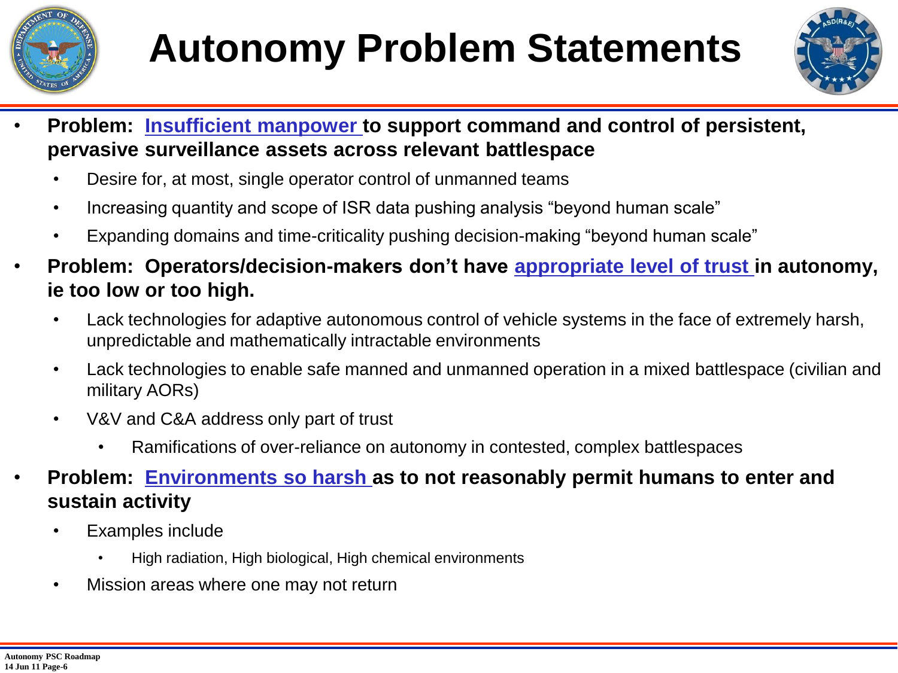# Autonomy Problem Statements

- **Problem: Insufficient manpower to support command and control of persistent, pervasive surveillance assets across relevant battlespace**
  - Desire for, at most, single operator control of unmanned teams
  - Increasing quantity and scope of ISR data pushing analysis "beyond human scale"
  - Expanding domains and time-criticality pushing decision-making "beyond human scale"
- **Problem: Operators/decision-makers don't have appropriate level of trust in autonomy, ie too low or too high.**
  - Lack technologies for adaptive autonomous control of vehicle systems in the face of extremely harsh, unpredictable and mathematically intractable environments
  - Lack technologies to enable safe manned and unmanned operation in a mixed battlespace (civilian and military AORs)
  - V&V and C&A address only part of trust
    - Ramifications of over-reliance on autonomy in contested, complex battlespaces
- **Problem: Environments so harsh as to not reasonably permit humans to enter and sustain activity**
  - Examples include
    - High radiation, High biological, High chemical environments
  - Mission areas where one may not return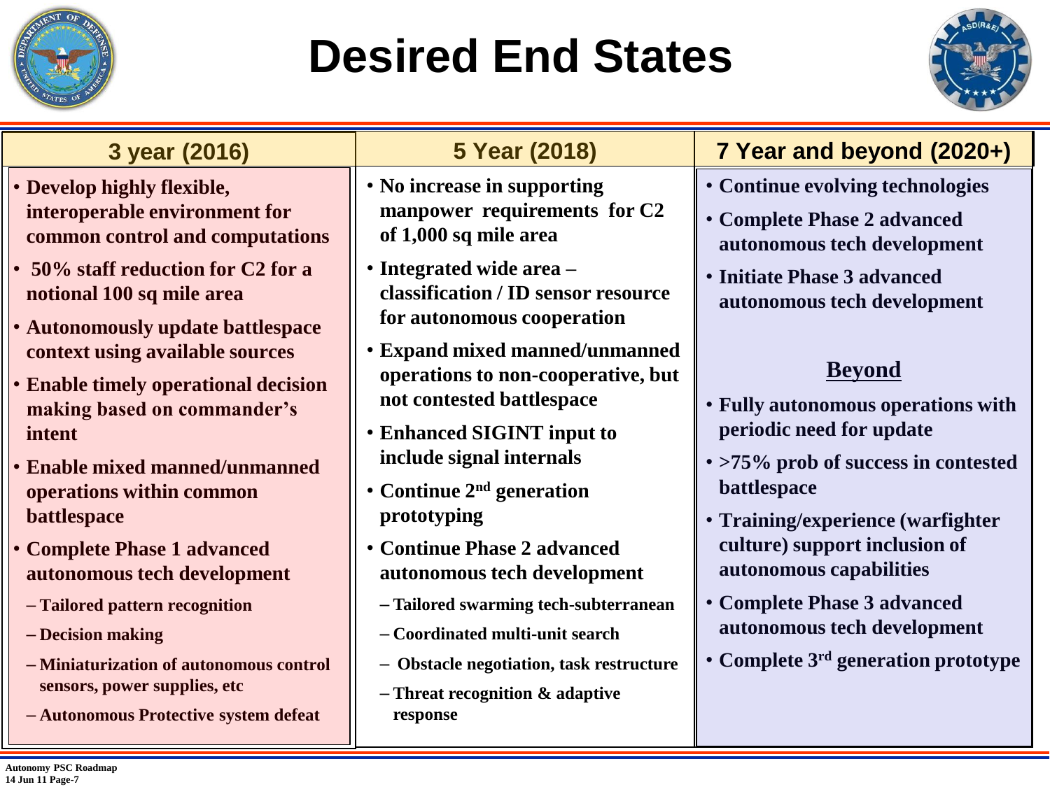# Desired End States

## 3 year (2016)

- **Develop highly flexible, interoperable environment for common control and computations**
- **50% staff reduction for C2 for a notional 100 sq mile area**
- **Autonomously update battlespace context using available sources**
- **Enable timely operational decision making based on commander's intent**
- **Enable mixed manned/unmanned operations within common battlespace**
- **Complete Phase 1 advanced autonomous tech development**
  - **Tailored pattern recognition**
  - **Decision making**
  - **Miniaturization of autonomous control sensors, power supplies, etc**
  - **Autonomous Protective system defeat**

## 5 Year (2018)

- **No increase in supporting manpower requirements for C2 of 1,000 sq mile area**
- **Integrated wide area – classification / ID sensor resource for autonomous cooperation**
- **Expand mixed manned/unmanned operations to non-cooperative, but not contested battlespace**
- **Enhanced SIGINT input to include signal internals**
- **Continue 2nd generation prototyping**
- **Continue Phase 2 advanced autonomous tech development**
  - **Tailored swarming tech-subterranean**
  - **Coordinated multi-unit search**
  - **Obstacle negotiation, task restructure**
  - **Threat recognition & adaptive response**

## 7 Year and beyond (2020+)

- **Continue evolving technologies**
- **Complete Phase 2 advanced autonomous tech development**
- **Initiate Phase 3 advanced autonomous tech development**

### Beyond

- **Fully autonomous operations with periodic need for update**
- **>75% prob of success in contested battlespace**
- **Training/experience (warfighter culture) support inclusion of autonomous capabilities**
- **Complete Phase 3 advanced autonomous tech development**
- **Complete 3rd generation prototype**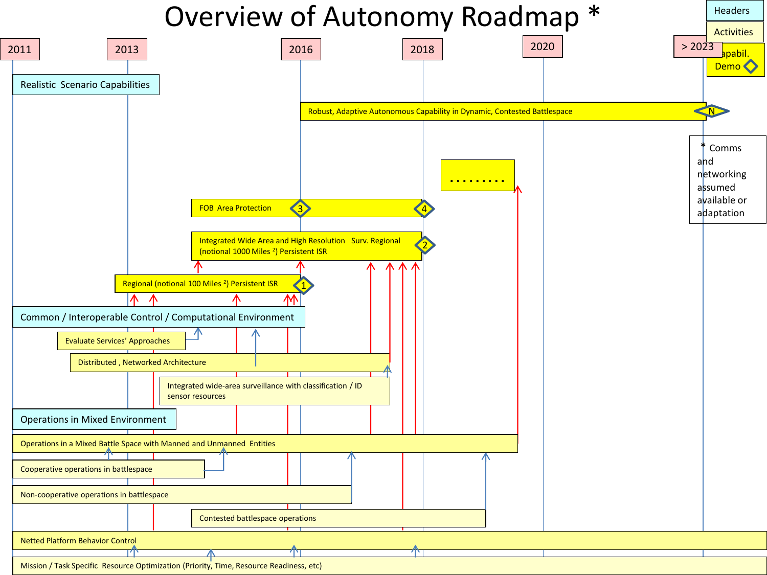# Overview of Autonomy Roadmap *

**Legend:** Headers | Activities | Capabil. Demo ◇

**Timeline:** 2011 | 2013 | 2016 | 2018 | 2020 | > 2023

* Comms and networking assumed available or adaptation

## Realistic Scenario Capabilities

- Robust, Adaptive Autonomous Capability in Dynamic, Contested Battlespace (N)
- .........
- FOB Area Protection (3) (4)
- Integrated Wide Area and High Resolution Surv. Regional (notional 1000 Miles [2]) Persistent ISR (2)
- Regional (notional 100 Miles [2]) Persistent ISR (1)

## Common / Interoperable Control / Computational Environment

- Evaluate Services' Approaches
- Distributed , Networked Architecture
- Integrated wide-area surveillance with classification / ID sensor resources

## Operations in Mixed Environment

- Operations in a Mixed Battle Space with Manned and Unmanned Entities
- Cooperative operations in battlespace
- Non-cooperative operations in battlespace
- Contested battlespace operations
- Netted Platform Behavior Control
- Mission / Task Specific Resource Optimization (Priority, Time, Resource Readiness, etc)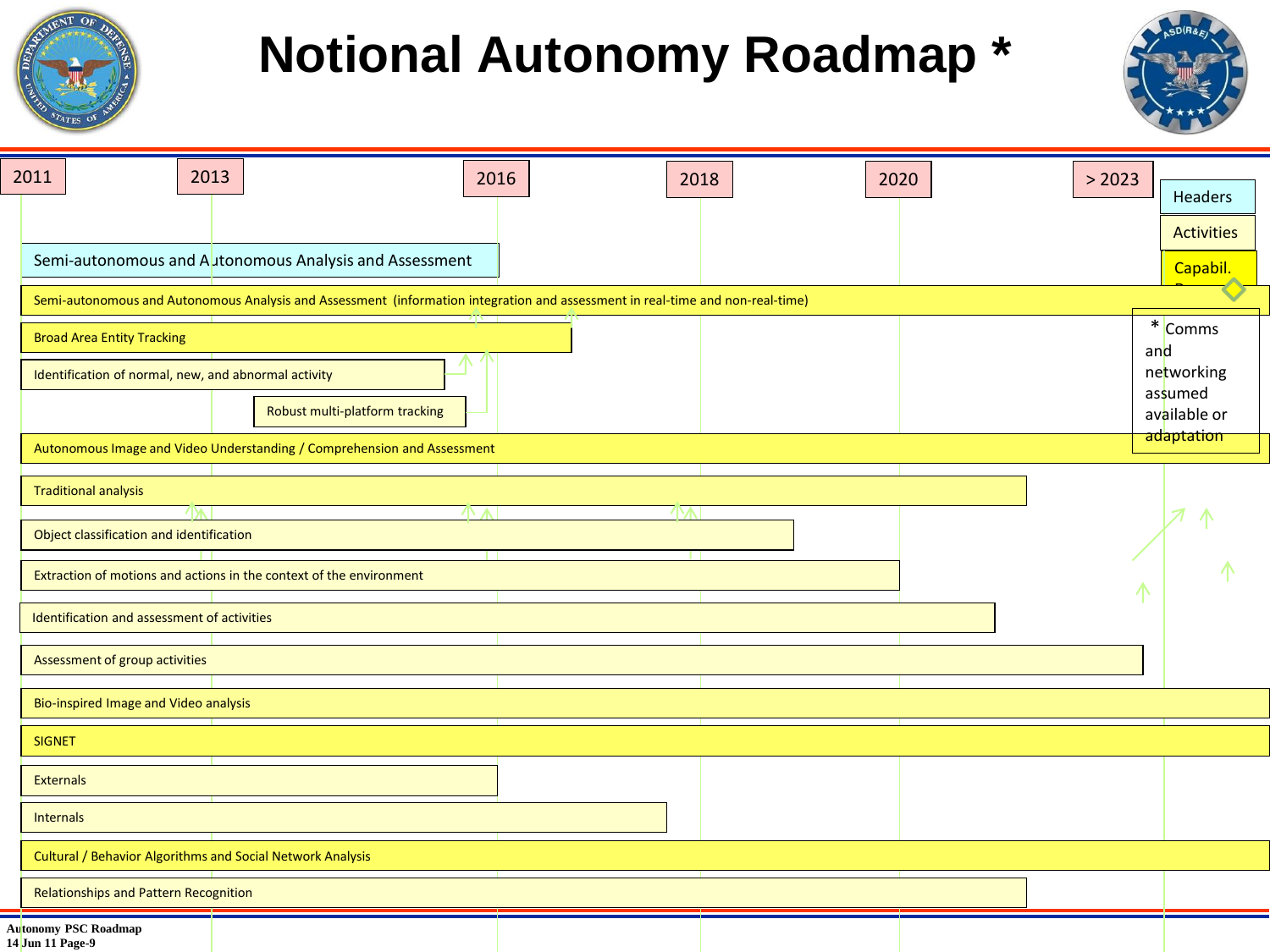# Notional Autonomy Roadmap *

2011 | 2013 | 2016 | 2018 | 2020 | > 2023

Headers

Activities

Capabil.

Semi-autonomous and Autonomous Analysis and Assessment

Semi-autonomous and Autonomous Analysis and Assessment (information integration and assessment in real-time and non-real-time)

Broad Area Entity Tracking

Identification of normal, new, and abnormal activity

Robust multi-platform tracking

* Comms and networking assumed available or adaptation

Autonomous Image and Video Understanding / Comprehension and Assessment

Traditional analysis

Object classification and identification

Extraction of motions and actions in the context of the environment

Identification and assessment of activities

Assessment of group activities

Bio-inspired Image and Video analysis

SIGNET

Externals

Internals

Cultural / Behavior Algorithms and Social Network Analysis

Relationships and Pattern Recognition

Autonomy PSC Roadmap
14 Jun 11